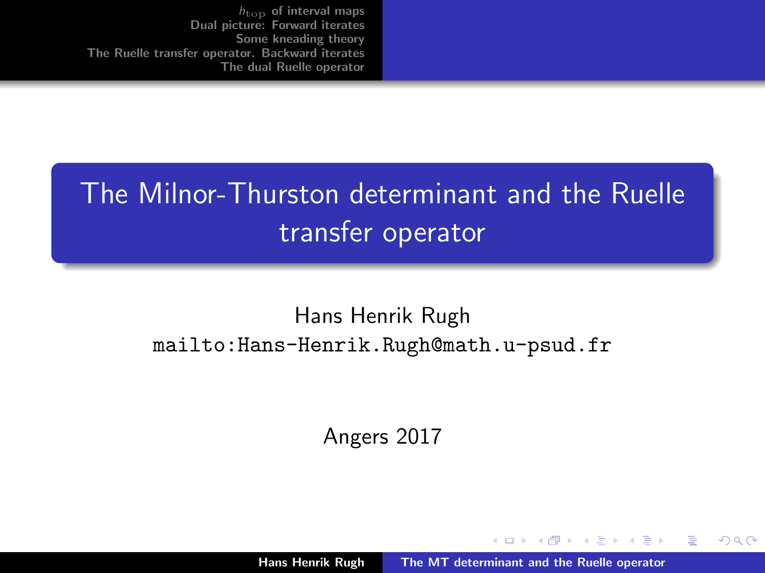# The Milnor-Thurston determinant and the Ruelle transfer operator

Hans Henrik Rugh

mailto:Hans-Henrik.Rugh@math.u-psud.fr

Angers 2017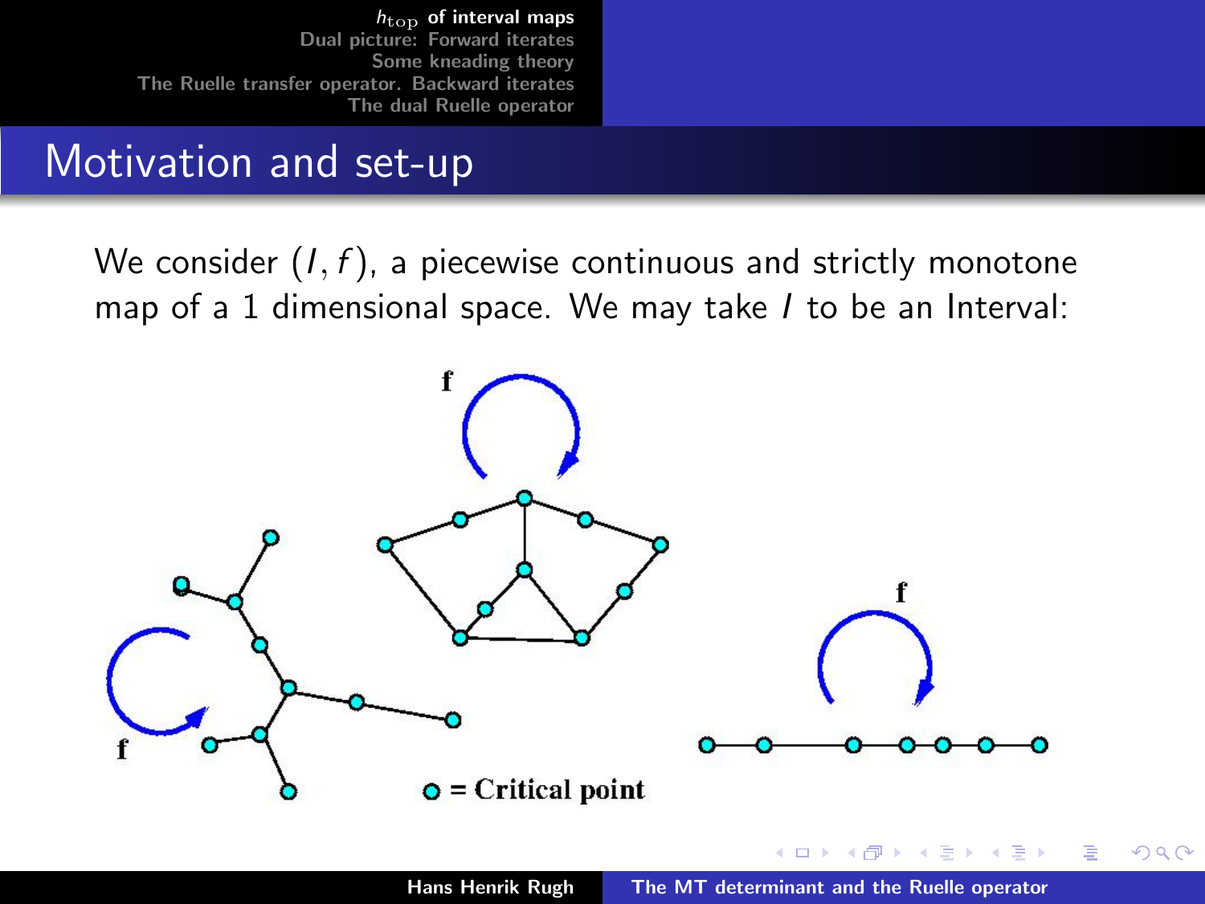## Motivation and set-up

We consider $(I, f)$, a piecewise continuous and strictly monotone map of a 1 dimensional space. We may take $I$ to be an Interval:

f

f

f

= Critical point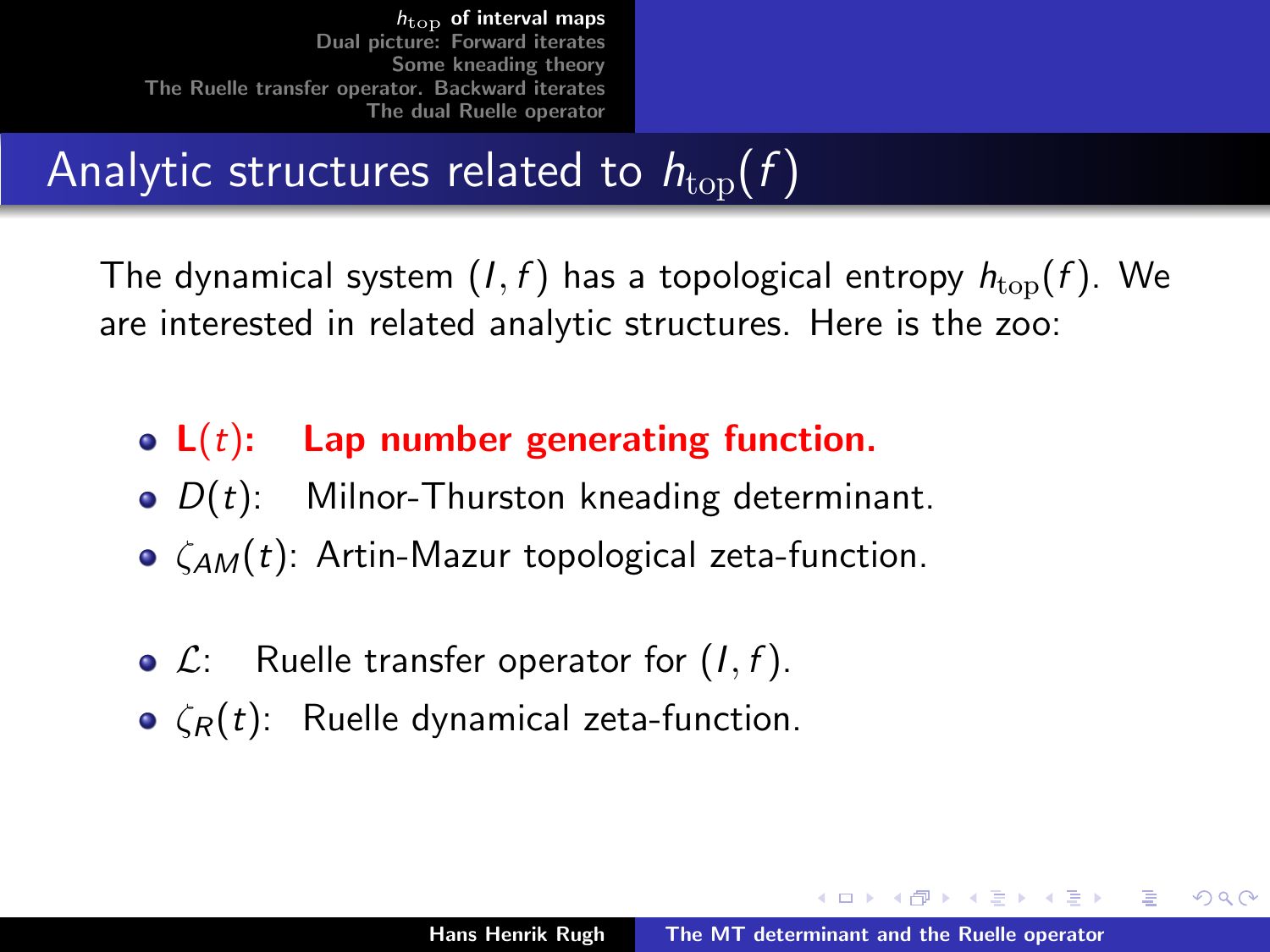## Analytic structures related to $h_{\mathrm{top}}(f)$

The dynamical system $(I, f)$ has a topological entropy $h_{\mathrm{top}}(f)$. We are interested in related analytic structures. Here is the zoo:

- **$\mathbf{L}(t)$: Lap number generating function.**
- $D(t)$: Milnor-Thurston kneading determinant.
- $\zeta_{AM}(t)$: Artin-Mazur topological zeta-function.

- $\mathcal{L}$: Ruelle transfer operator for $(I, f)$.
- $\zeta_R(t)$: Ruelle dynamical zeta-function.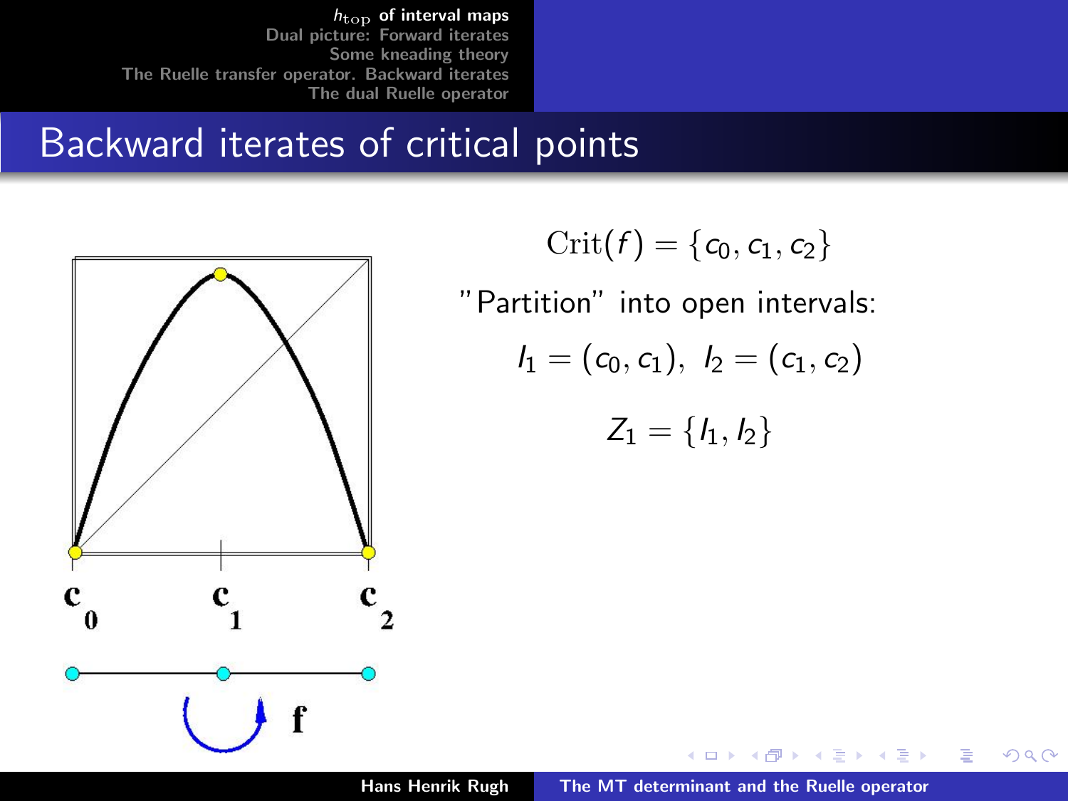# Backward iterates of critical points

$$\mathrm{Crit}(f) = \{c_0, c_1, c_2\}$$

"Partition" into open intervals:

$$I_1 = (c_0, c_1), \; I_2 = (c_1, c_2)$$

$$Z_1 = \{I_1, I_2\}$$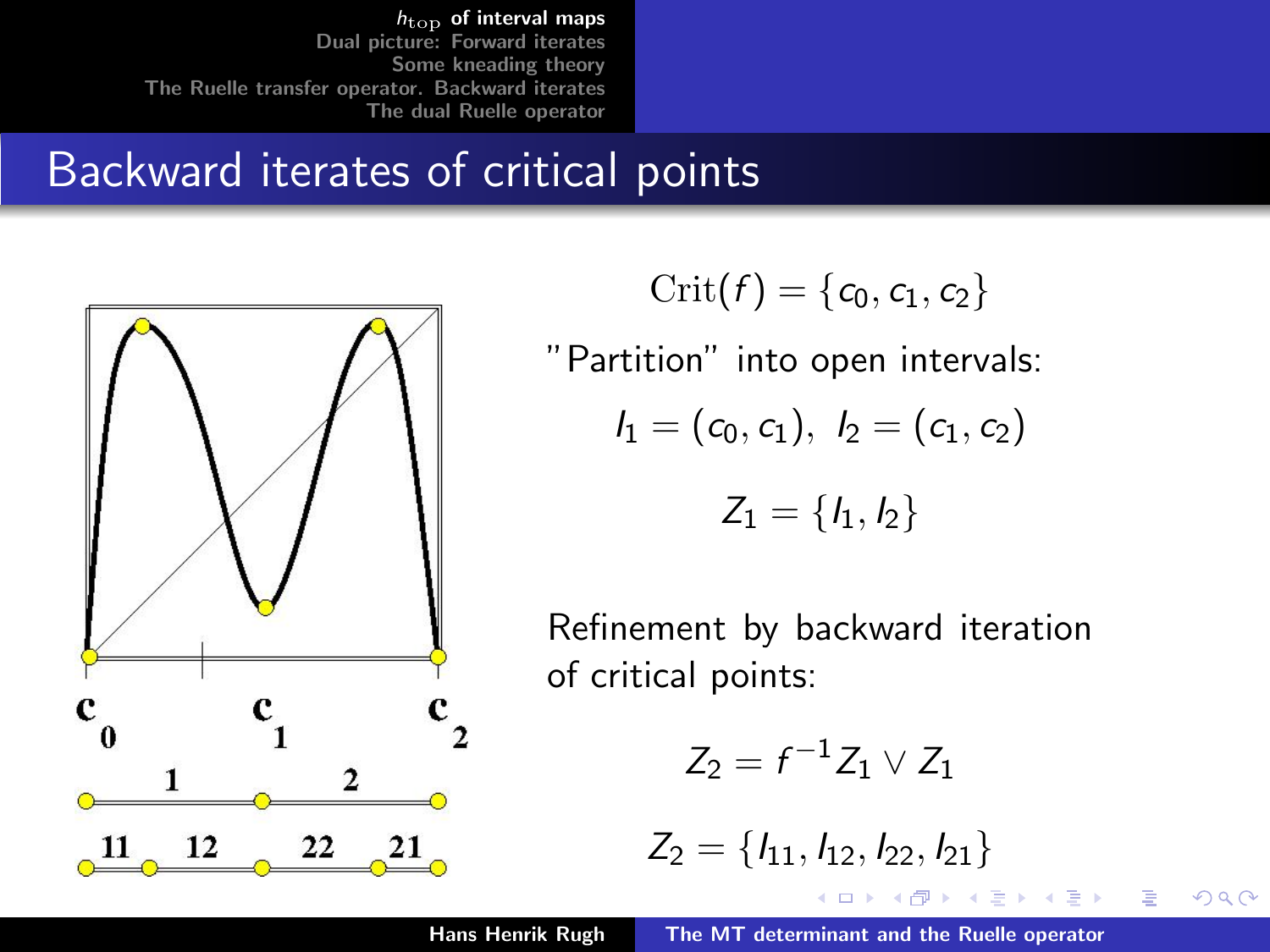# Backward iterates of critical points

$$\mathrm{Crit}(f) = \{c_0, c_1, c_2\}$$

"Partition" into open intervals:

$$I_1 = (c_0, c_1), \; I_2 = (c_1, c_2)$$

$$Z_1 = \{I_1, I_2\}$$

Refinement by backward iteration of critical points:

$$Z_2 = f^{-1} Z_1 \vee Z_1$$

$$Z_2 = \{I_{11}, I_{12}, I_{22}, I_{21}\}$$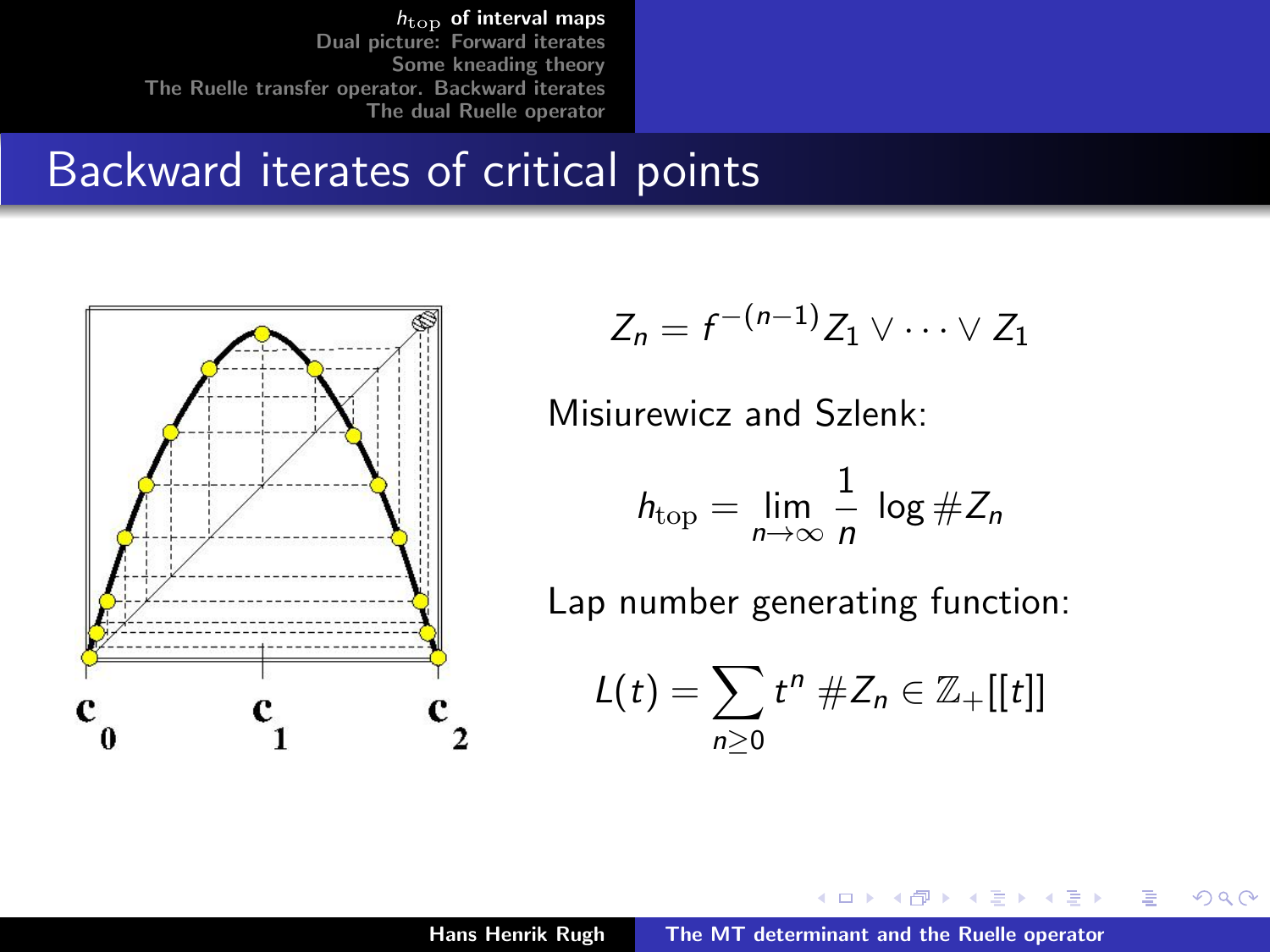## Backward iterates of critical points

$c_0$ $c_1$ $c_2$

$$Z_n = f^{-(n-1)} Z_1 \vee \cdots \vee Z_1$$

Misiurewicz and Szlenk:

$$h_{\text{top}} = \lim_{n \to \infty} \frac{1}{n} \log \# Z_n$$

Lap number generating function:

$$L(t) = \sum_{n \geq 0} t^n \, \# Z_n \in \mathbb{Z}_+[[t]]$$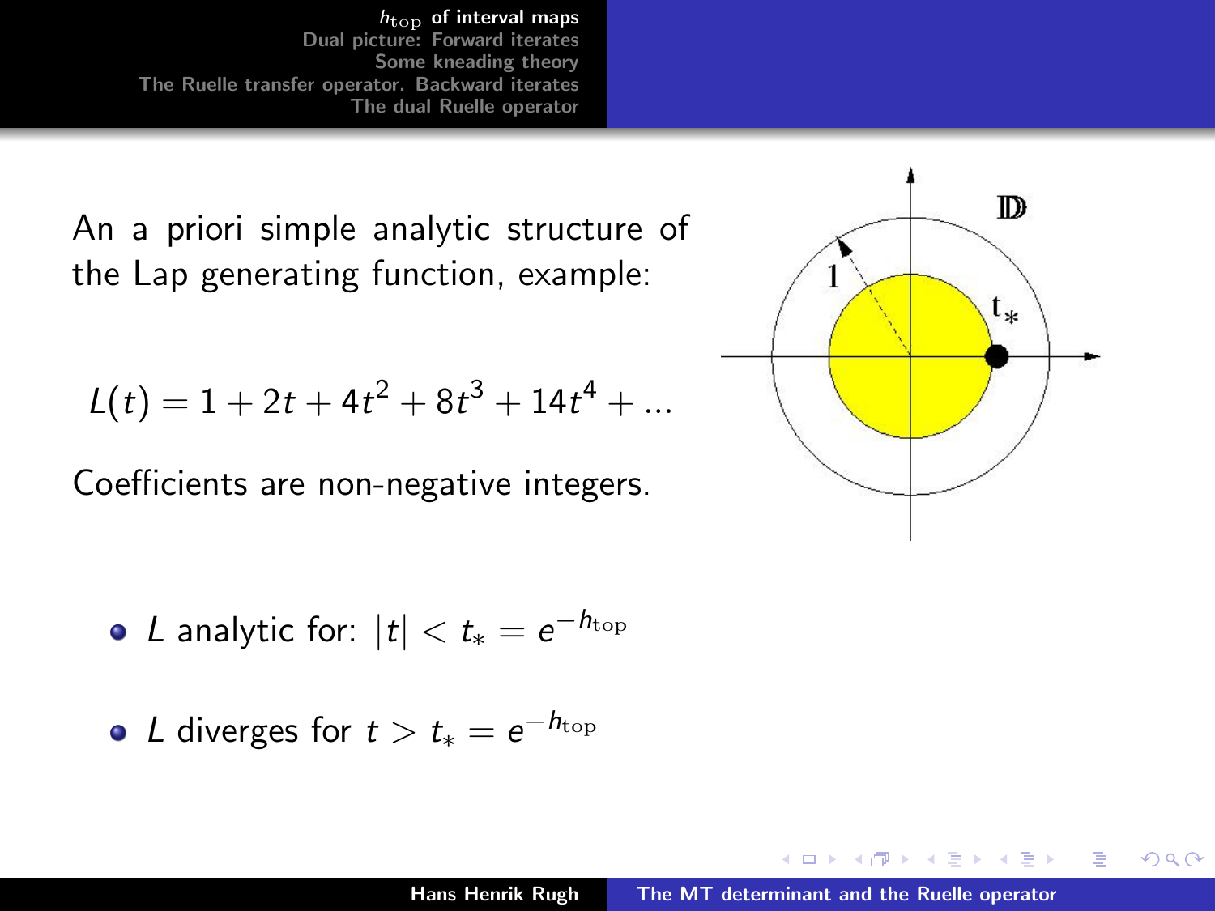An a priori simple analytic structure of the Lap generating function, example:

$$L(t) = 1 + 2t + 4t^2 + 8t^3 + 14t^4 + \dots$$

Coefficients are non-negative integers.

- $L$ analytic for: $|t| < t_* = e^{-h_{\rm top}}$
- $L$ diverges for $t > t_* = e^{-h_{\rm top}}$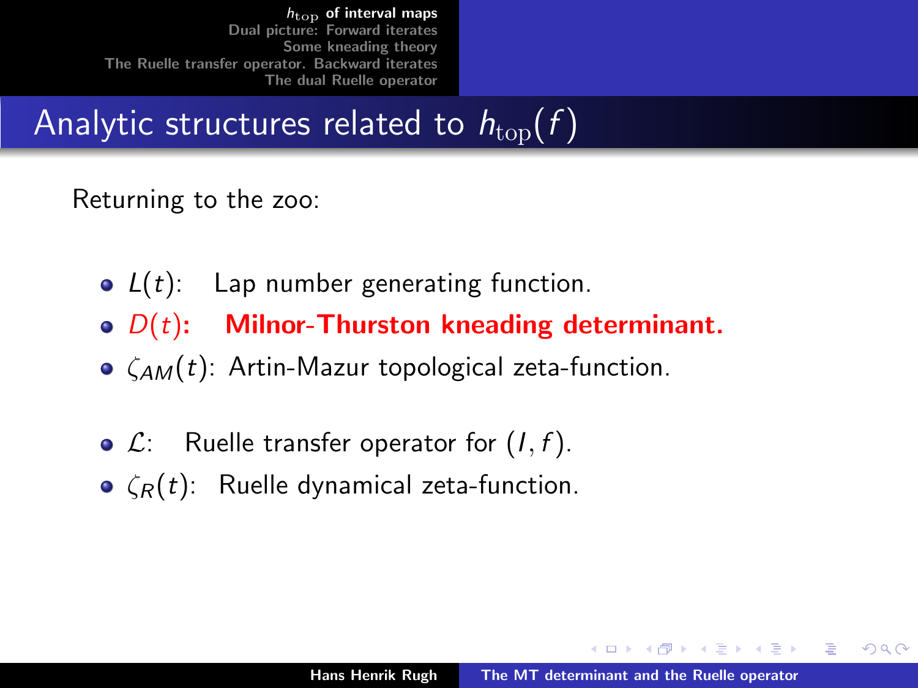## Analytic structures related to $h_{\text{top}}(f)$

Returning to the zoo:

- $L(t)$: Lap number generating function.
- $D(t)$: **Milnor-Thurston kneading determinant.**
- $\zeta_{AM}(t)$: Artin-Mazur topological zeta-function.

- $\mathcal{L}$: Ruelle transfer operator for $(I, f)$.
- $\zeta_R(t)$: Ruelle dynamical zeta-function.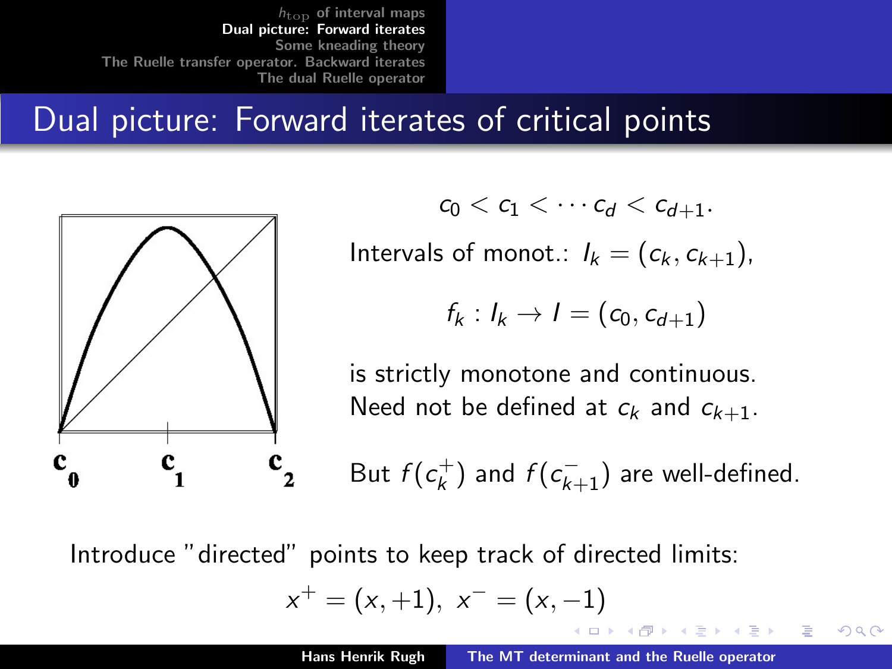# Dual picture: Forward iterates of critical points

$$c_0 < c_1 < \cdots c_d < c_{d+1}.$$

Intervals of monot.: $I_k = (c_k, c_{k+1})$,

$$f_k : I_k \to I = (c_0, c_{d+1})$$

is strictly monotone and continuous. Need not be defined at $c_k$ and $c_{k+1}$.

But $f(c_k^+)$ and $f(c_{k+1}^-)$ are well-defined.

Introduce "directed" points to keep track of directed limits:

$$x^+ = (x, +1), \; x^- = (x, -1)$$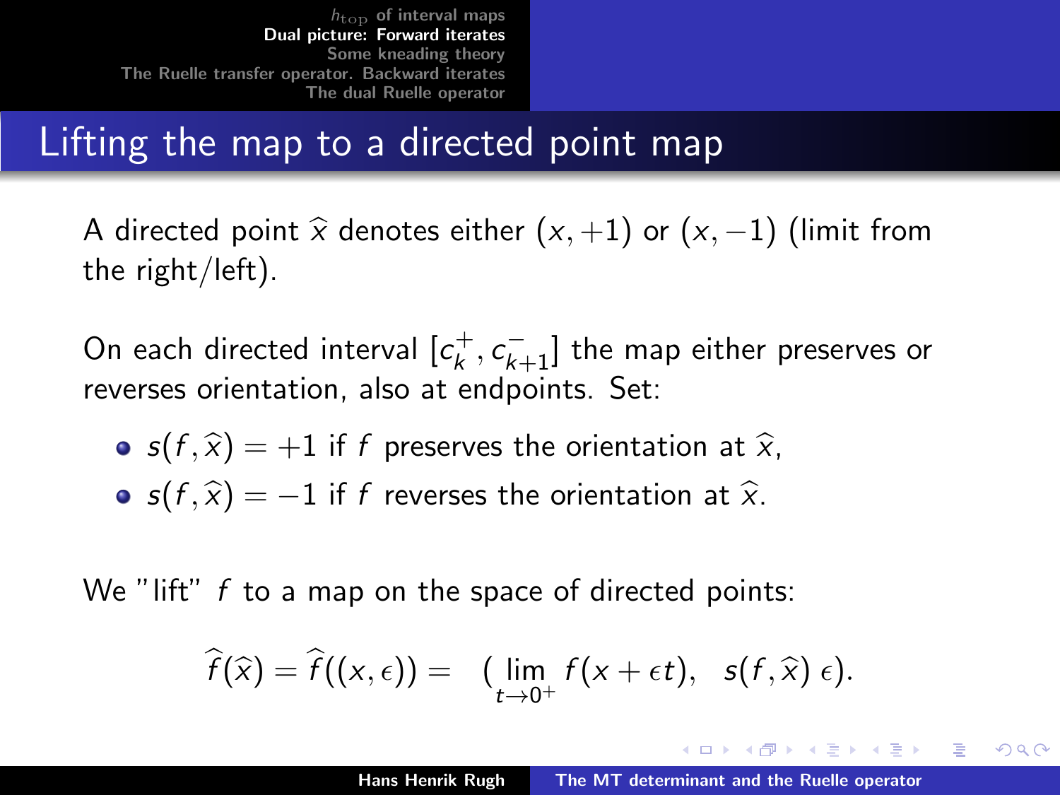# Lifting the map to a directed point map

A directed point $\widehat{x}$ denotes either $(x, +1)$ or $(x, -1)$ (limit from the right/left).

On each directed interval $[c_k^+, c_{k+1}^-]$ the map either preserves or reverses orientation, also at endpoints. Set:

- $s(f, \widehat{x}) = +1$ if $f$ preserves the orientation at $\widehat{x}$,
- $s(f, \widehat{x}) = -1$ if $f$ reverses the orientation at $\widehat{x}$.

We "lift" $f$ to a map on the space of directed points:

$$\widehat{f}(\widehat{x}) = \widehat{f}((x, \epsilon)) = \left( \lim_{t \to 0^+} f(x + \epsilon t), \;\; s(f, \widehat{x})\, \epsilon \right).$$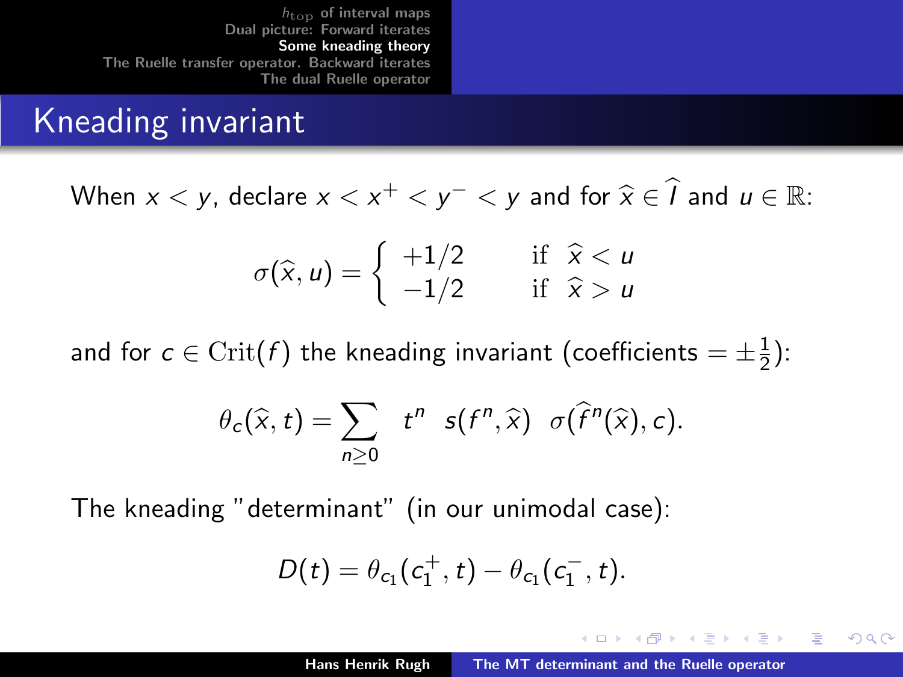# Kneading invariant

When $x < y$, declare $x < x^+ < y^- < y$ and for $\widehat{x} \in \widehat{I}$ and $u \in \mathbb{R}$:

$$\sigma(\widehat{x}, u) = \begin{cases} +1/2 & \text{if } \widehat{x} < u \\ -1/2 & \text{if } \widehat{x} > u \end{cases}$$

and for $c \in \mathrm{Crit}(f)$ the kneading invariant (coefficients $= \pm\frac{1}{2}$):

$$\theta_c(\widehat{x}, t) = \sum_{n \geq 0} t^n \; s(f^n, \widehat{x}) \; \sigma(\widehat{f}^n(\widehat{x}), c).$$

The kneading "determinant" (in our unimodal case):

$$D(t) = \theta_{c_1}(c_1^+, t) - \theta_{c_1}(c_1^-, t).$$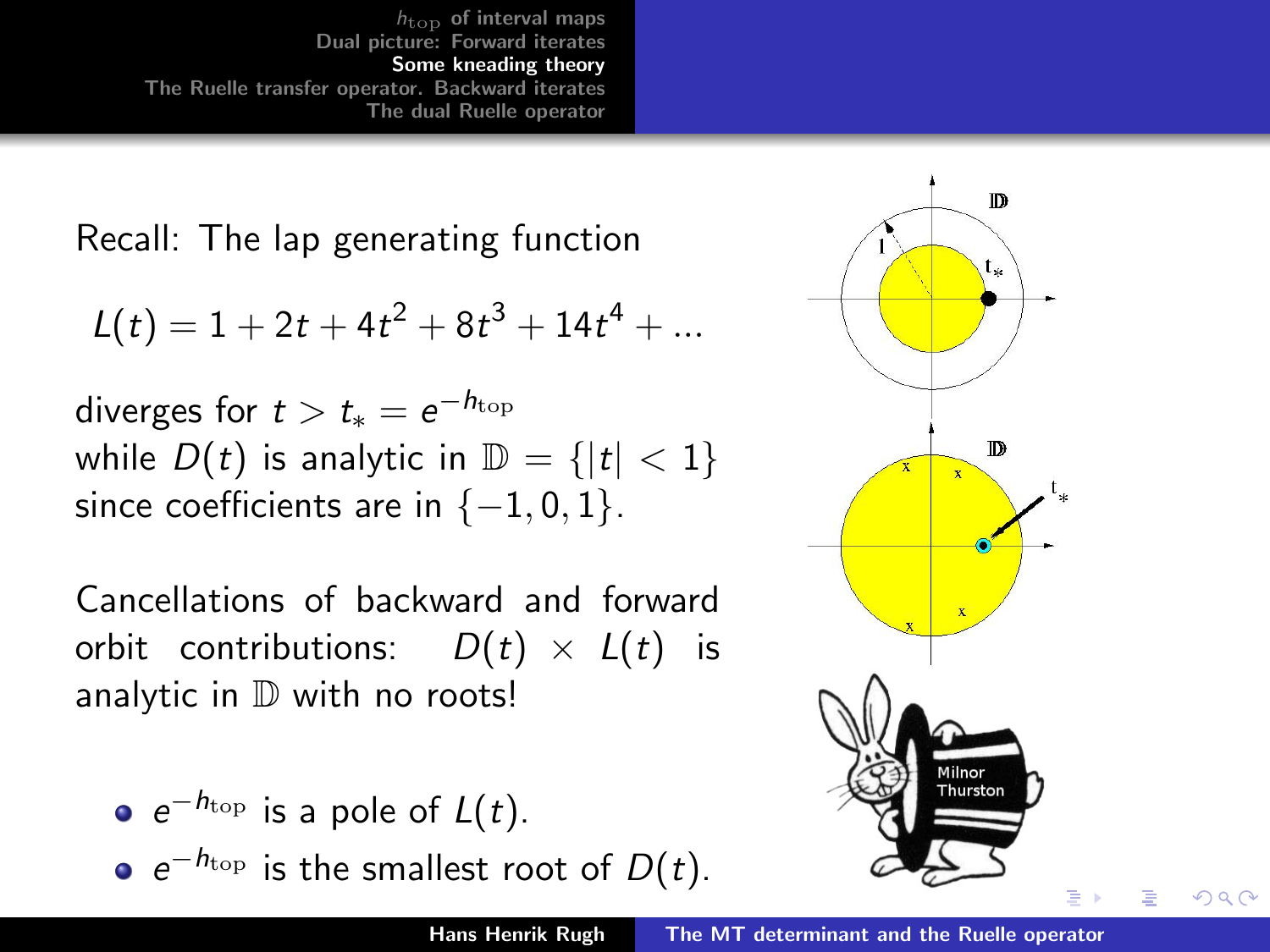Recall: The lap generating function

$$L(t) = 1 + 2t + 4t^2 + 8t^3 + 14t^4 + \ldots$$

diverges for $t > t_* = e^{-h_{\rm top}}$
while $D(t)$ is analytic in $\mathbb{D} = \{|t| < 1\}$ since coefficients are in $\{-1, 0, 1\}$.

Cancellations of backward and forward orbit contributions: $D(t) \times L(t)$ is analytic in $\mathbb{D}$ with no roots!

- $e^{-h_{\rm top}}$ is a pole of $L(t)$.
- $e^{-h_{\rm top}}$ is the smallest root of $D(t)$.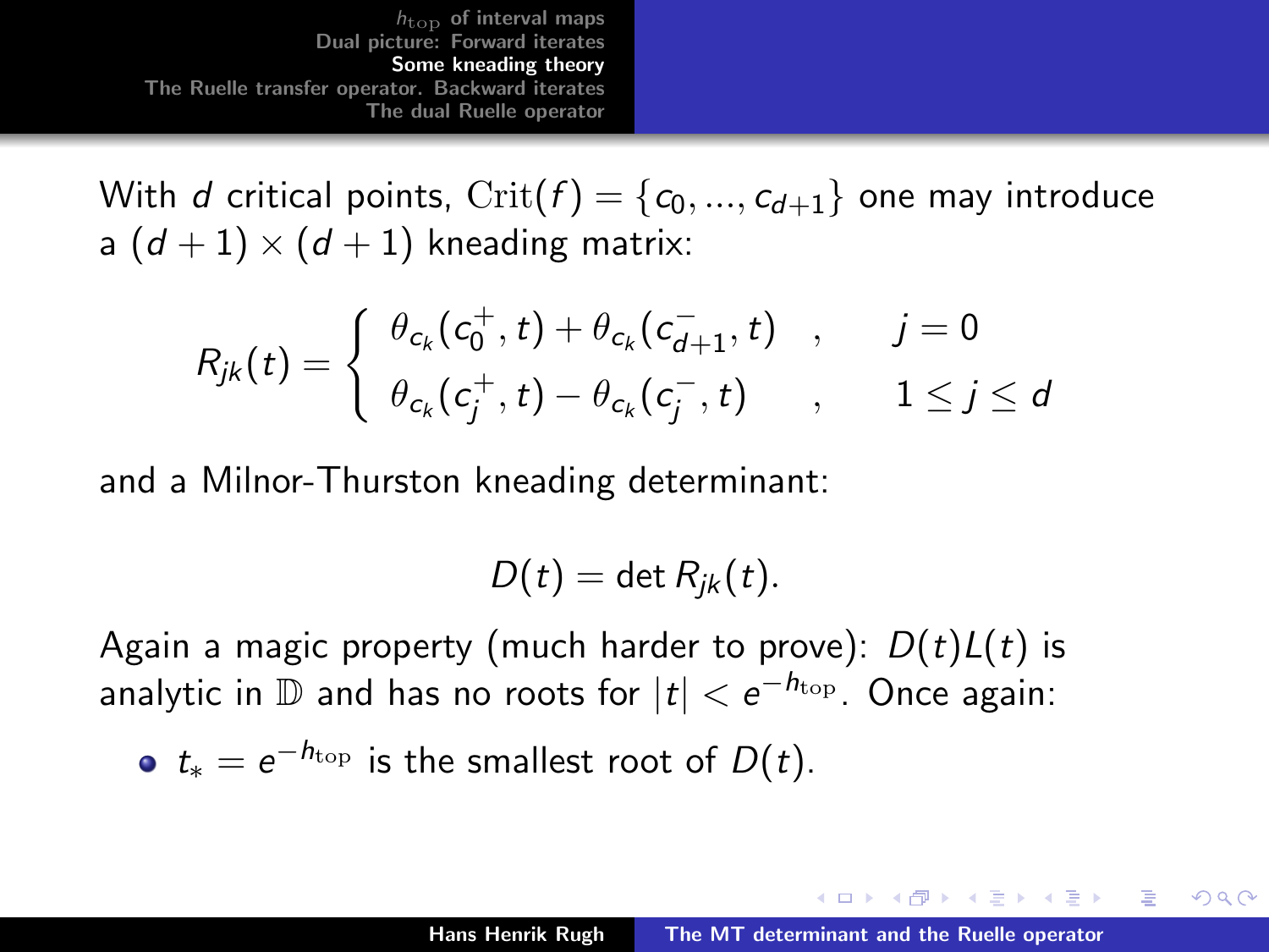With $d$ critical points, $\mathrm{Crit}(f) = \{c_0, ..., c_{d+1}\}$ one may introduce a $(d+1) \times (d+1)$ kneading matrix:

$$R_{jk}(t) = \begin{cases} \theta_{c_k}(c_0^+, t) + \theta_{c_k}(c_{d+1}^-, t) & , \quad j = 0 \\ \theta_{c_k}(c_j^+, t) - \theta_{c_k}(c_j^-, t) & , \quad 1 \leq j \leq d \end{cases}$$

and a Milnor-Thurston kneading determinant:

$$D(t) = \det R_{jk}(t).$$

Again a magic property (much harder to prove): $D(t)L(t)$ is analytic in $\mathbb{D}$ and has no roots for $|t| < e^{-h_{\mathrm{top}}}$. Once again:

- $t_* = e^{-h_{\mathrm{top}}}$ is the smallest root of $D(t)$.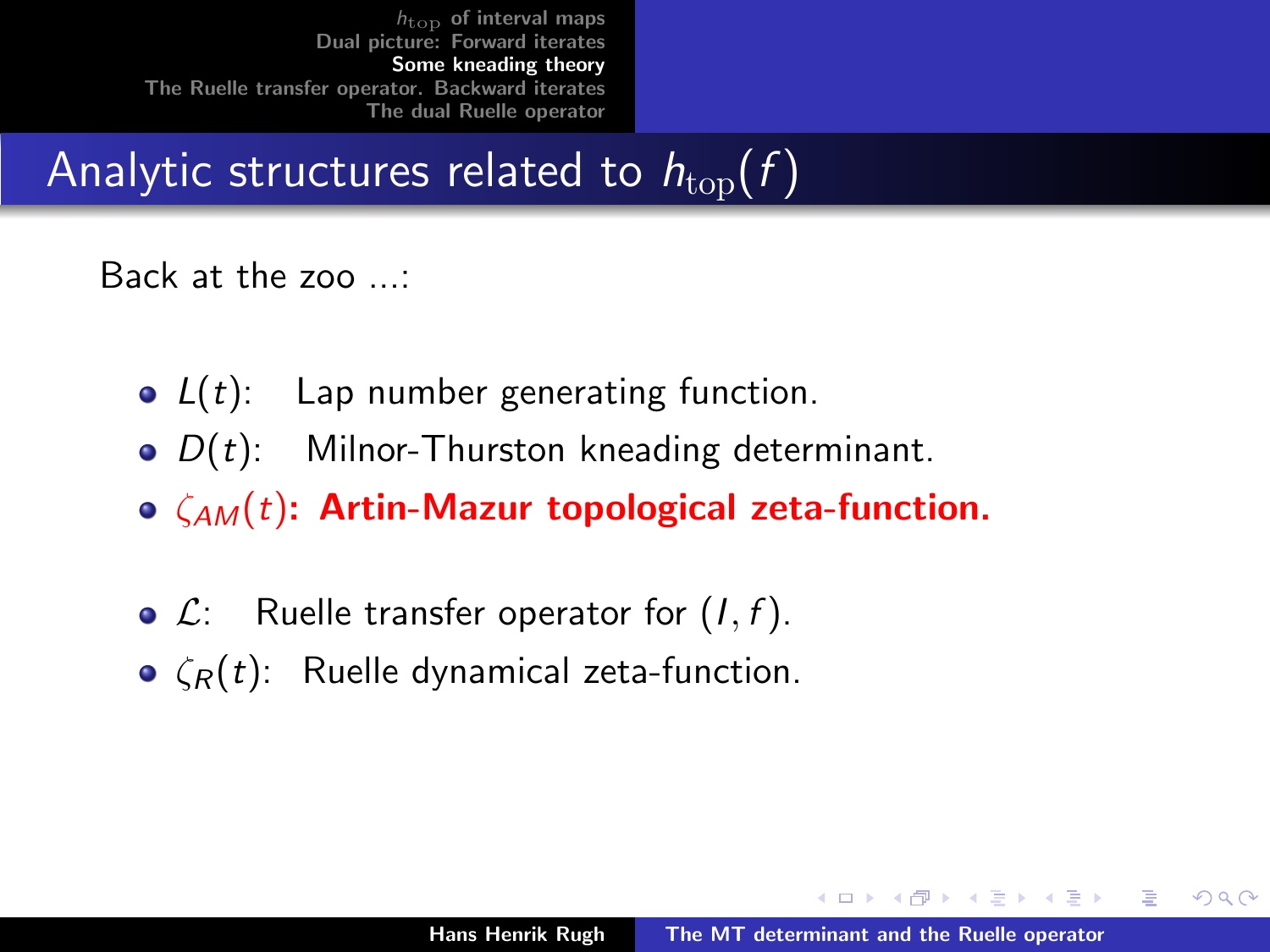## Analytic structures related to $h_{\text{top}}(f)$

Back at the zoo ...:

- $L(t)$: Lap number generating function.
- $D(t)$: Milnor-Thurston kneading determinant.
- $\zeta_{AM}(t)$: **Artin-Mazur topological zeta-function.**

- $\mathcal{L}$: Ruelle transfer operator for $(I, f)$.
- $\zeta_R(t)$: Ruelle dynamical zeta-function.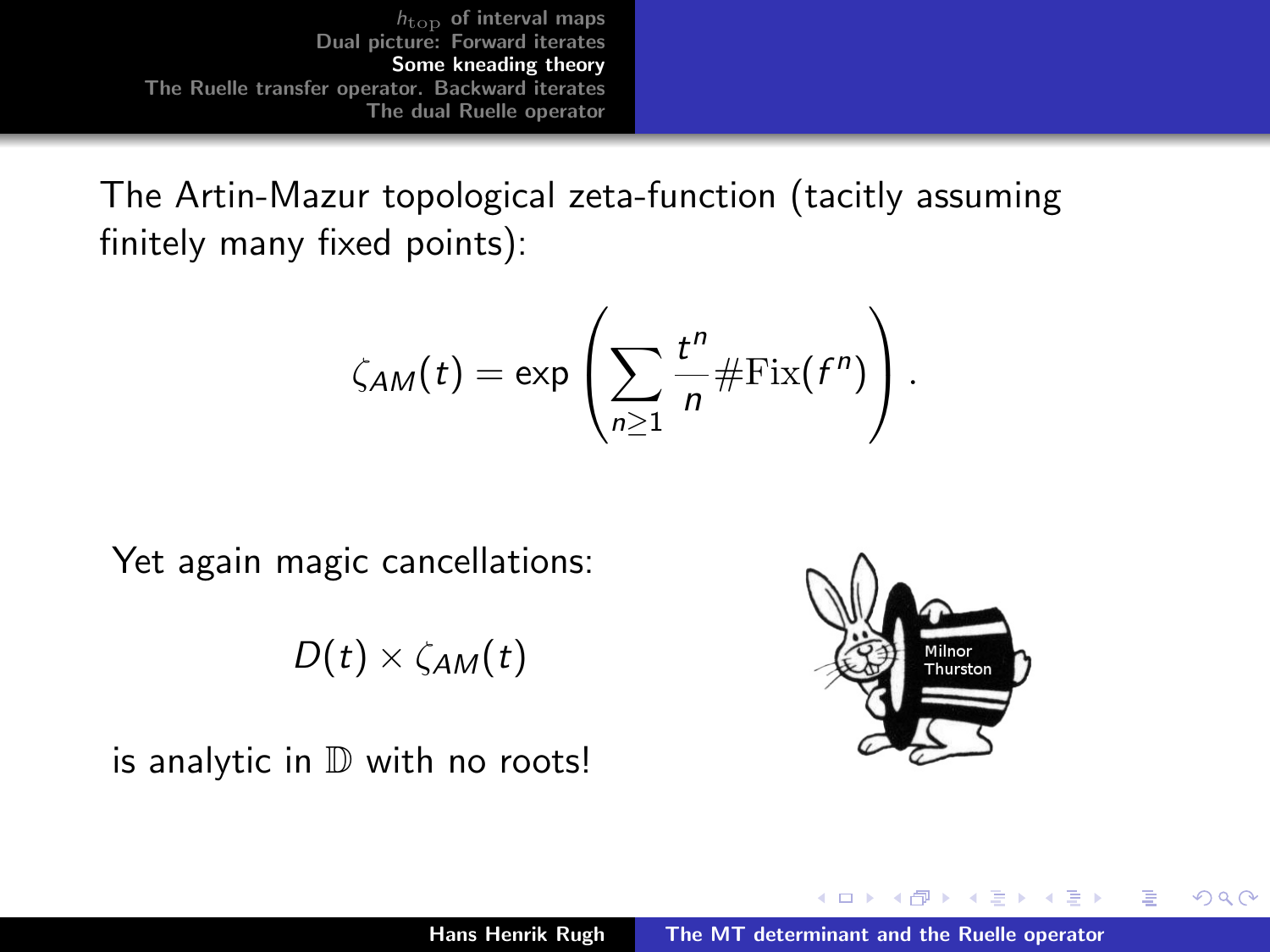The Artin-Mazur topological zeta-function (tacitly assuming finitely many fixed points):

$$\zeta_{AM}(t) = \exp\left(\sum_{n\geq 1} \frac{t^n}{n} \#\mathrm{Fix}(f^n)\right).$$

Yet again magic cancellations:

$$D(t) \times \zeta_{AM}(t)$$

is analytic in $\mathbb{D}$ with no roots!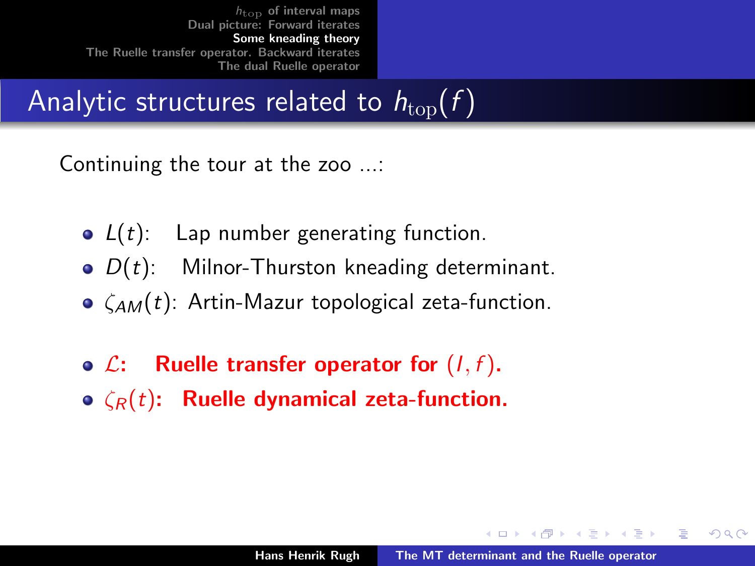## Analytic structures related to $h_{\mathrm{top}}(f)$

Continuing the tour at the zoo ...:

- $L(t)$: Lap number generating function.
- $D(t)$: Milnor-Thurston kneading determinant.
- $\zeta_{AM}(t)$: Artin-Mazur topological zeta-function.
- $\mathcal{L}$: **Ruelle transfer operator for $(I, f)$.**
- $\zeta_R(t)$: **Ruelle dynamical zeta-function.**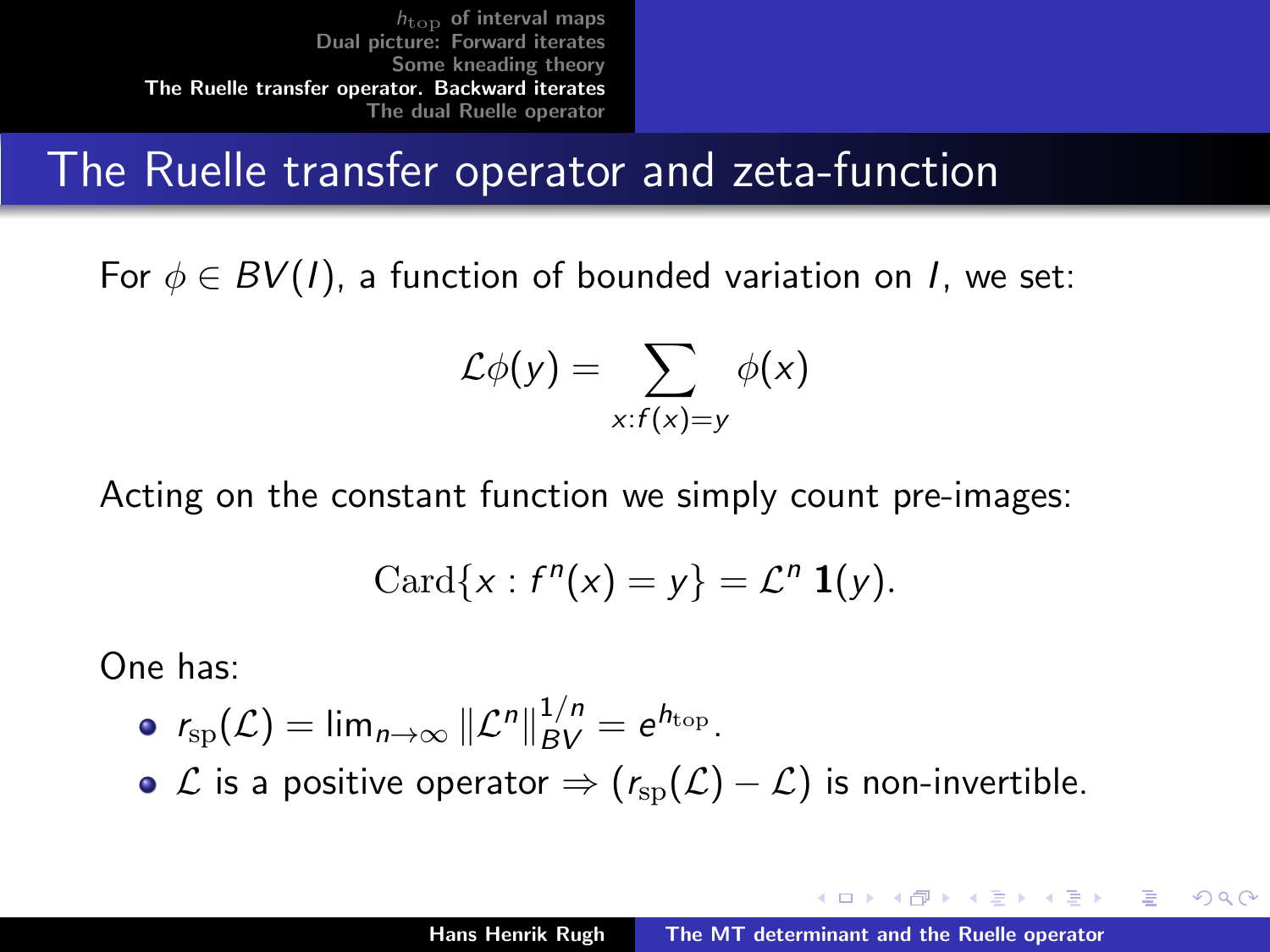# The Ruelle transfer operator and zeta-function

For $\phi \in BV(I)$, a function of bounded variation on $I$, we set:

$$\mathcal{L}\phi(y) = \sum_{x:f(x)=y} \phi(x)$$

Acting on the constant function we simply count pre-images:

$$\mathrm{Card}\{x : f^n(x) = y\} = \mathcal{L}^n \, \mathbf{1}(y).$$

One has:

- $r_{\mathrm{sp}}(\mathcal{L}) = \lim_{n\to\infty} \|\mathcal{L}^n\|_{BV}^{1/n} = e^{h_{\mathrm{top}}}$.
- $\mathcal{L}$ is a positive operator $\Rightarrow$ $(r_{\mathrm{sp}}(\mathcal{L}) - \mathcal{L})$ is non-invertible.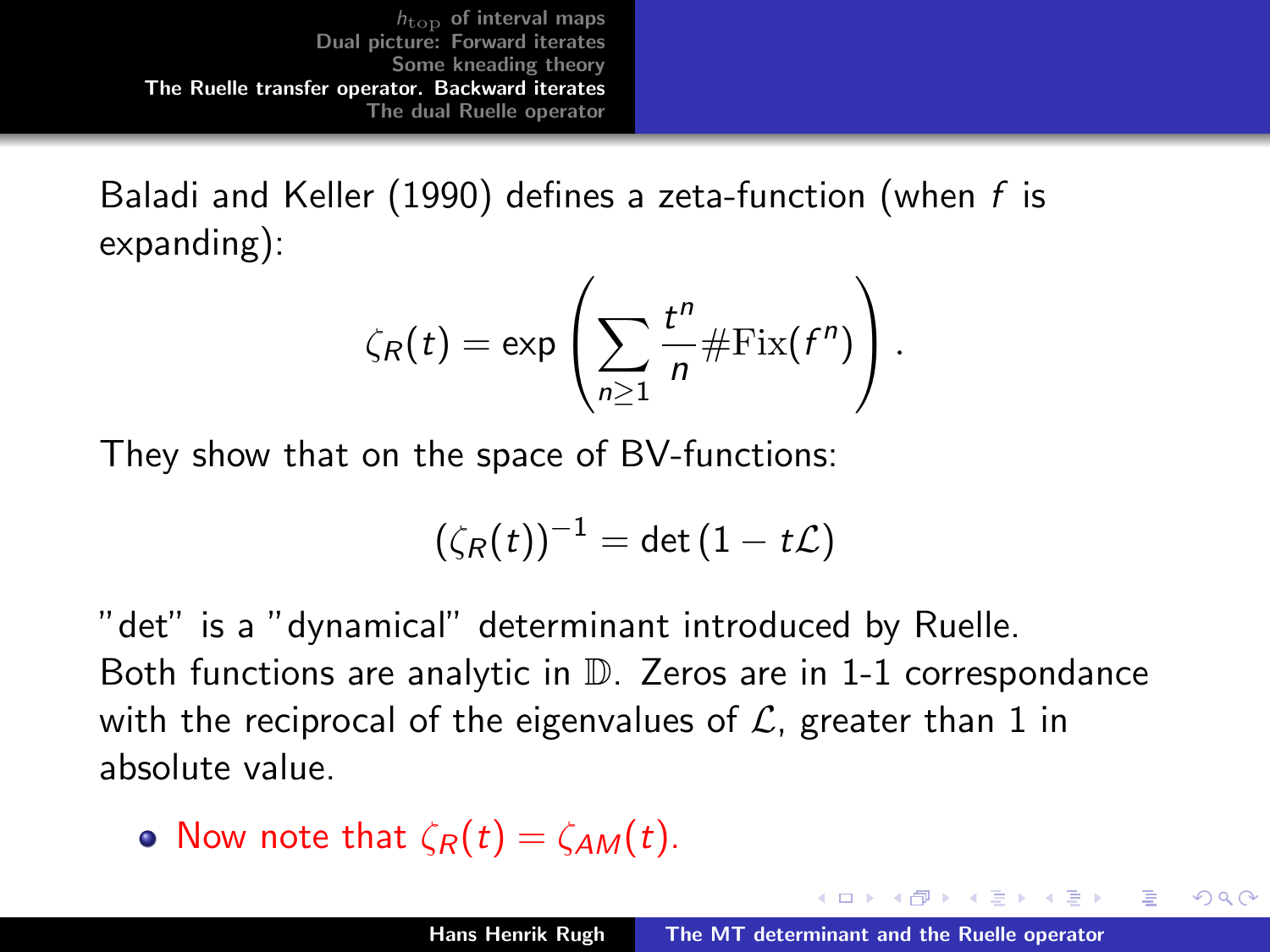Baladi and Keller (1990) defines a zeta-function (when $f$ is expanding):

$$\zeta_R(t) = \exp\left(\sum_{n\geq 1} \frac{t^n}{n} \#\mathrm{Fix}(f^n)\right).$$

They show that on the space of BV-functions:

$$(\zeta_R(t))^{-1} = \det(1 - t\mathcal{L})$$

"det" is a "dynamical" determinant introduced by Ruelle.
Both functions are analytic in $\mathbb{D}$. Zeros are in 1-1 correspondance with the reciprocal of the eigenvalues of $\mathcal{L}$, greater than 1 in absolute value.

- Now note that $\zeta_R(t) = \zeta_{AM}(t)$.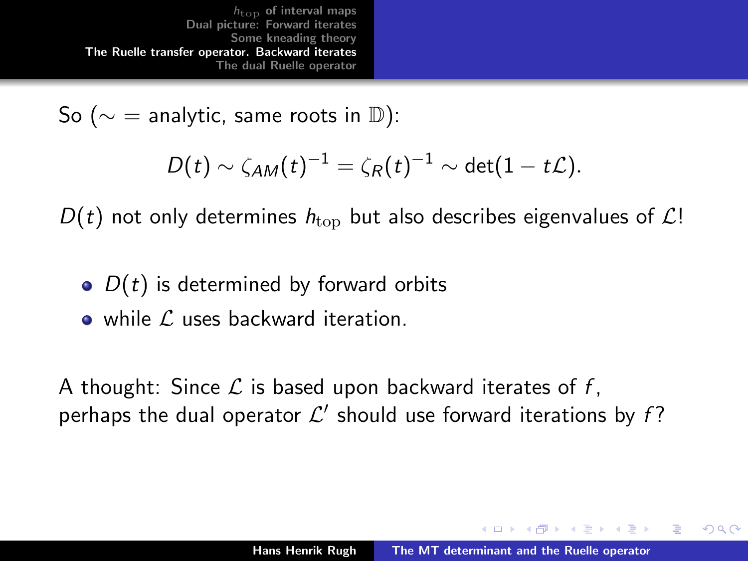So ($\sim$ = analytic, same roots in $\mathbb{D}$):

$$D(t) \sim \zeta_{AM}(t)^{-1} = \zeta_R(t)^{-1} \sim \det(1 - t\mathcal{L}).$$

$D(t)$ not only determines $h_{\rm top}$ but also describes eigenvalues of $\mathcal{L}$!

- $D(t)$ is determined by forward orbits
- while $\mathcal{L}$ uses backward iteration.

A thought: Since $\mathcal{L}$ is based upon backward iterates of $f$, perhaps the dual operator $\mathcal{L}'$ should use forward iterations by $f$?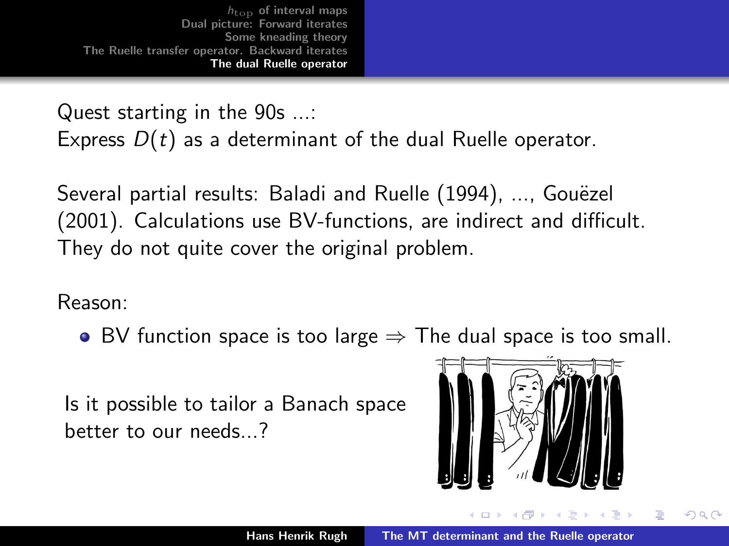Quest starting in the 90s ...:
Express $D(t)$ as a determinant of the dual Ruelle operator.

Several partial results: Baladi and Ruelle (1994), ..., Gouëzel (2001). Calculations use BV-functions, are indirect and difficult. They do not quite cover the original problem.

Reason:

- BV function space is too large $\Rightarrow$ The dual space is too small.

Is it possible to tailor a Banach space better to our needs...?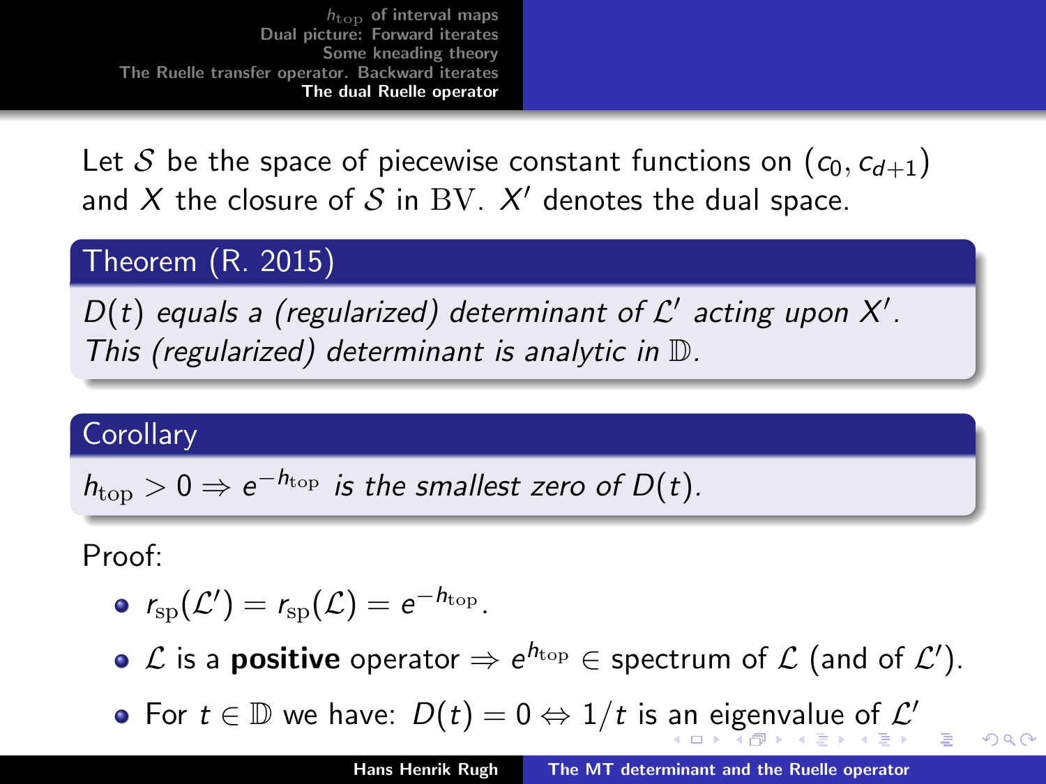Let $\mathcal{S}$ be the space of piecewise constant functions on $(c_0, c_{d+1})$ and $X$ the closure of $\mathcal{S}$ in $\mathrm{BV}$. $X'$ denotes the dual space.

**Theorem (R. 2015)**

*$D(t)$ equals a (regularized) determinant of $\mathcal{L}'$ acting upon $X'$. This (regularized) determinant is analytic in $\mathbb{D}$.*

**Corollary**

*$h_{\mathrm{top}} > 0 \Rightarrow e^{-h_{\mathrm{top}}}$ is the smallest zero of $D(t)$.*

Proof:

- $r_{\mathrm{sp}}(\mathcal{L}') = r_{\mathrm{sp}}(\mathcal{L}) = e^{-h_{\mathrm{top}}}$.
- $\mathcal{L}$ is a **positive** operator $\Rightarrow e^{h_{\mathrm{top}}} \in$ spectrum of $\mathcal{L}$ (and of $\mathcal{L}'$).
- For $t \in \mathbb{D}$ we have: $D(t) = 0 \Leftrightarrow 1/t$ is an eigenvalue of $\mathcal{L}'$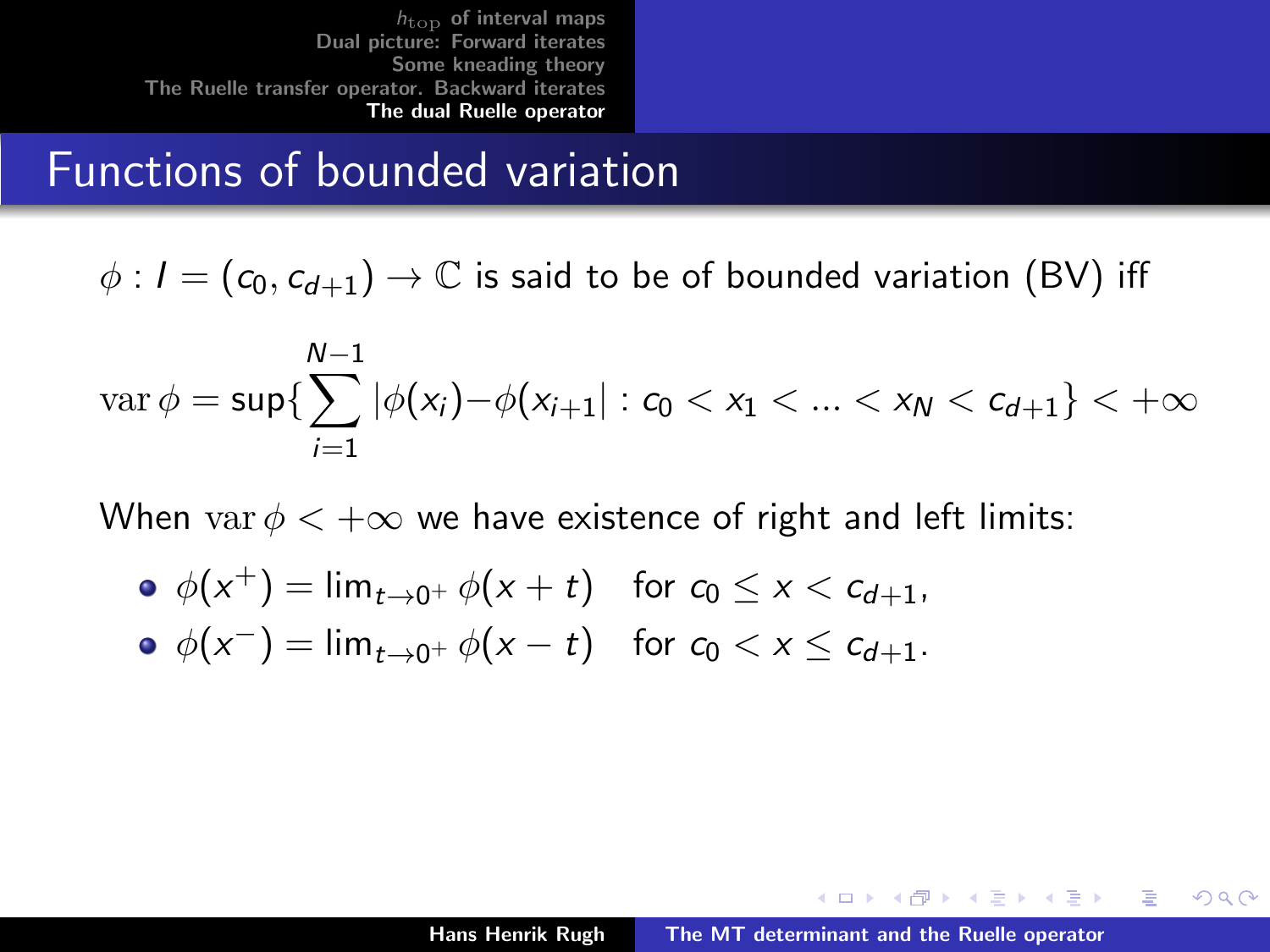# Functions of bounded variation

$\phi : I = (c_0, c_{d+1}) \to \mathbb{C}$ is said to be of bounded variation (BV) iff

$$\operatorname{var} \phi = \sup\{\sum_{i=1}^{N-1} |\phi(x_i) - \phi(x_{i+1}| : c_0 < x_1 < \ldots < x_N < c_{d+1}\} < +\infty$$

When $\operatorname{var} \phi < +\infty$ we have existence of right and left limits:

- $\phi(x^+) = \lim_{t \to 0^+} \phi(x + t)$ for $c_0 \le x < c_{d+1}$,
- $\phi(x^-) = \lim_{t \to 0^+} \phi(x - t)$ for $c_0 < x \le c_{d+1}$.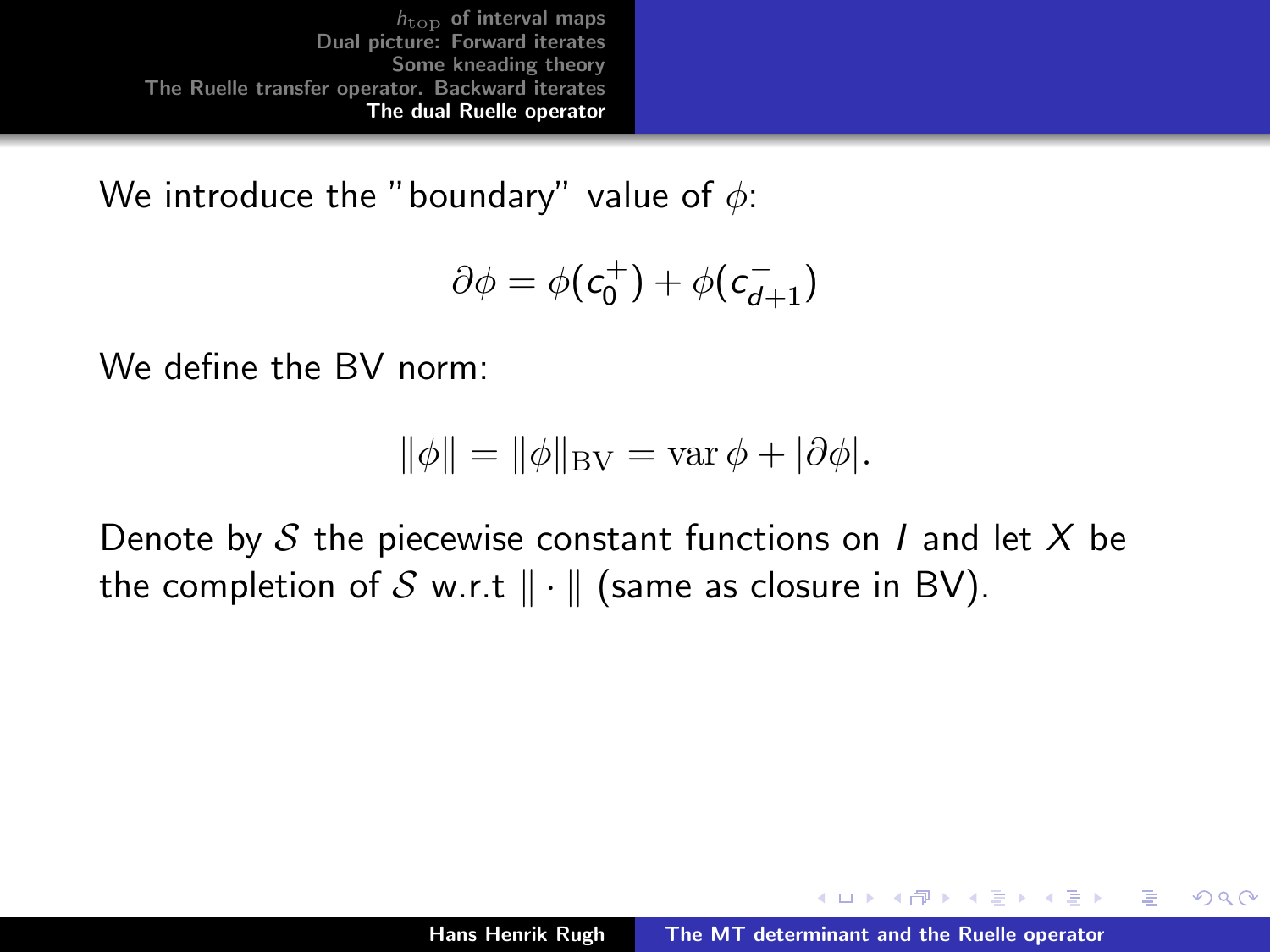We introduce the "boundary" value of $\phi$:

$$\partial\phi = \phi(c_0^+) + \phi(c_{d+1}^-)$$

We define the BV norm:

$$\|\phi\| = \|\phi\|_{\mathrm{BV}} = \operatorname{var}\phi + |\partial\phi|.$$

Denote by $\mathcal{S}$ the piecewise constant functions on $I$ and let $X$ be the completion of $\mathcal{S}$ w.r.t $\|\cdot\|$ (same as closure in BV).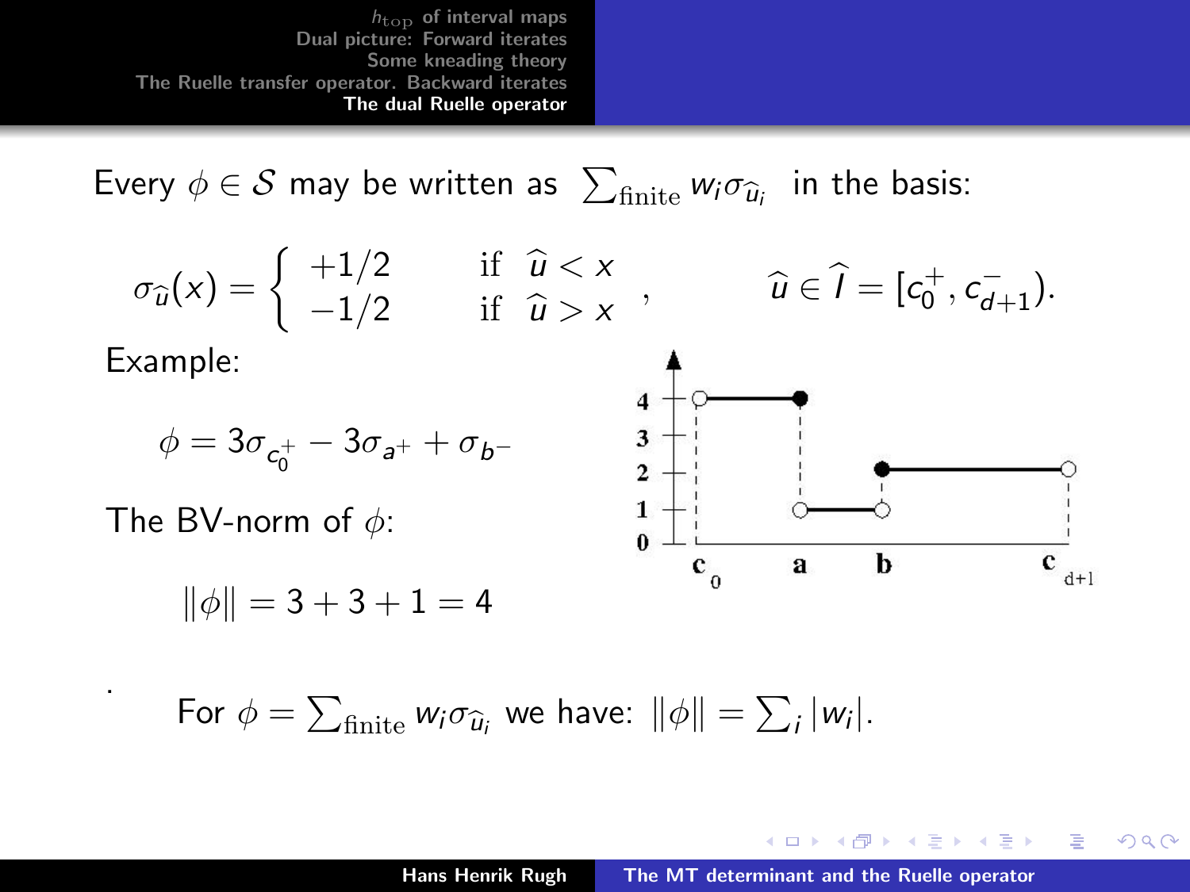Every $\phi \in \mathcal{S}$ may be written as $\sum_{\text{finite}} w_i \sigma_{\widehat{u}_i}$ in the basis:

$$\sigma_{\widehat{u}}(x) = \begin{cases} +1/2 & \text{if } \ \widehat{u} < x \\ -1/2 & \text{if } \ \widehat{u} > x \end{cases}, \qquad \widehat{u} \in \widehat{I} = [c_0^+, c_{d+1}^-).$$

Example:

$$\phi = 3\sigma_{c_0^+} - 3\sigma_{a^+} + \sigma_{b^-}$$

The BV-norm of $\phi$:

$$\|\phi\| = 3 + 3 + 1 = 4$$

For $\phi = \sum_{\text{finite}} w_i \sigma_{\widehat{u}_i}$ we have: $\|\phi\| = \sum_i |w_i|$.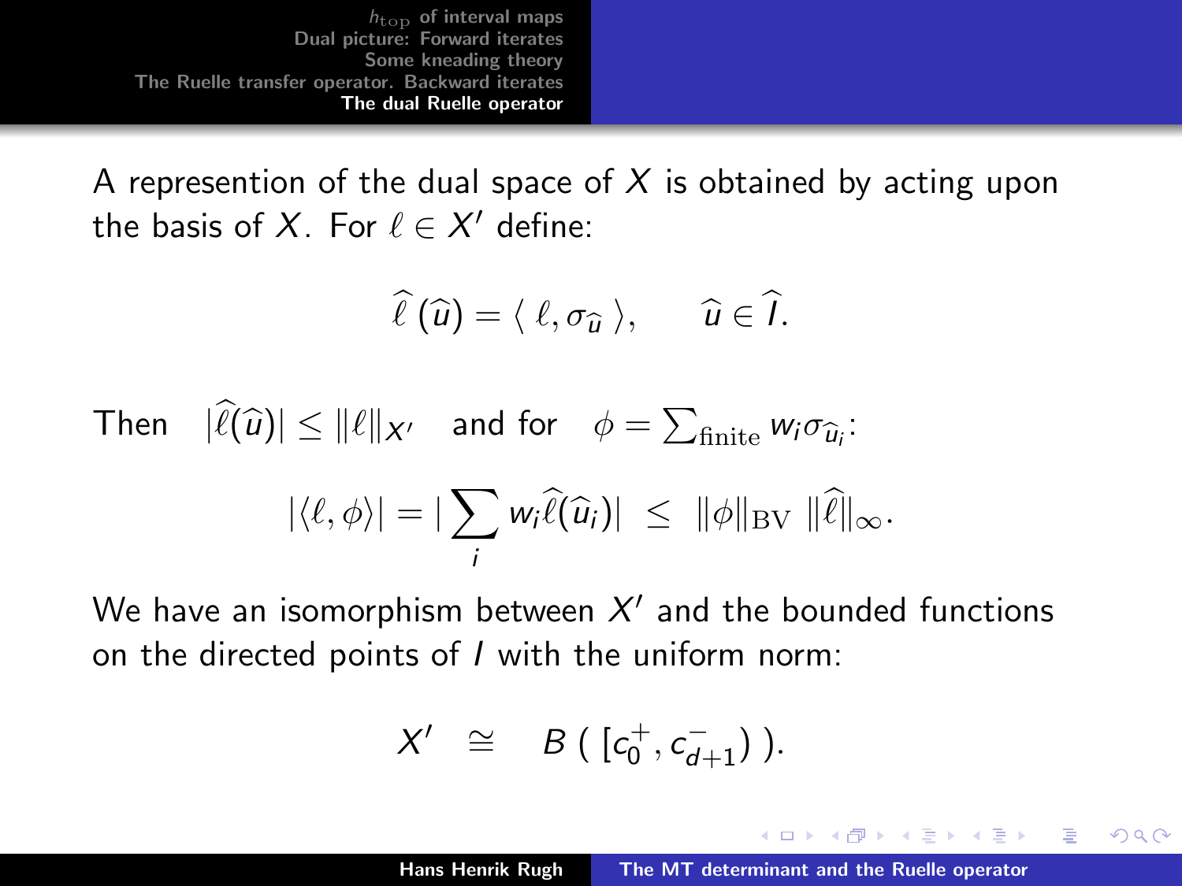A represention of the dual space of $X$ is obtained by acting upon the basis of $X$. For $\ell \in X'$ define:

$$\widehat{\ell}\,(\widehat{u}) = \langle\, \ell, \sigma_{\widehat{u}}\,\rangle, \qquad \widehat{u} \in \widehat{I}.$$

Then $\quad |\widehat{\ell}(\widehat{u})| \leq \|\ell\|_{X'} \quad$ and for $\quad \phi = \sum_{\text{finite}} w_i \sigma_{\widehat{u}_i}$:

$$|\langle \ell, \phi \rangle| = |\sum_i w_i \widehat{\ell}(\widehat{u}_i)| \;\leq\; \|\phi\|_{\mathrm{BV}}\; \|\widehat{\ell}\|_\infty .$$

We have an isomorphism between $X'$ and the bounded functions on the directed points of $I$ with the uniform norm:

$$X' \;\; \cong \;\;\; B\,(\,[c_0^+, c_{d+1}^-)\,).$$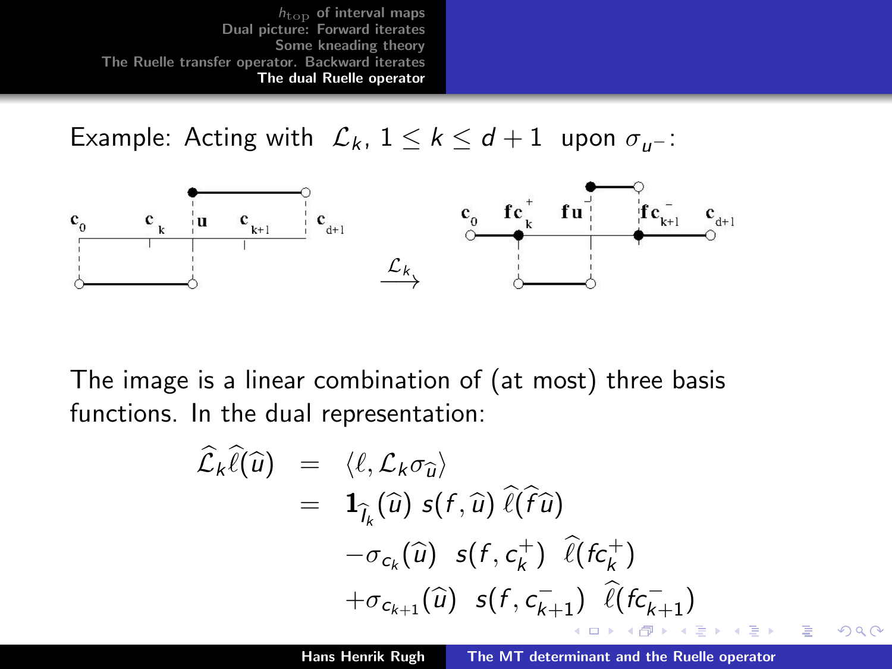Example: Acting with $\mathcal{L}_k$, $1 \le k \le d+1$ upon $\sigma_{u^-}$:

The image is a linear combination of (at most) three basis functions. In the dual representation:

$$
\begin{aligned}
\widehat{\mathcal{L}}_k \widehat{\ell}(\widehat{u}) &= \langle \ell, \mathcal{L}_k \sigma_{\widehat{u}} \rangle \\
&= \mathbf{1}_{\widehat{I}_k}(\widehat{u}) \; s(f, \widehat{u}) \; \widehat{\ell}(\widehat{f}\widehat{u}) \\
&\quad - \sigma_{c_k}(\widehat{u}) \;\; s(f, c_k^+) \;\; \widehat{\ell}(fc_k^+) \\
&\quad + \sigma_{c_{k+1}}(\widehat{u}) \;\; s(f, c_{k+1}^-) \;\; \widehat{\ell}(fc_{k+1}^-)
\end{aligned}
$$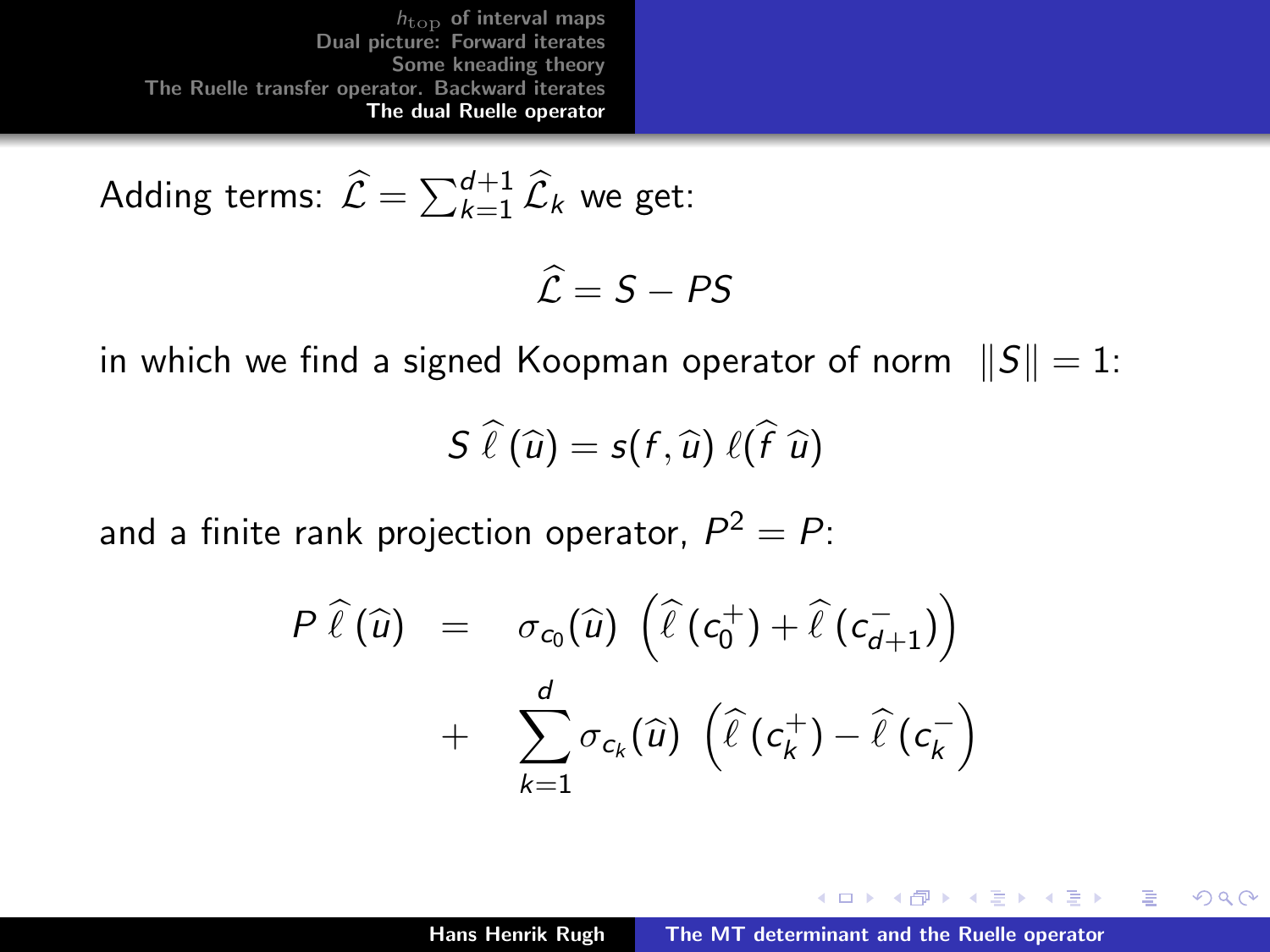Adding terms: $\widehat{\mathcal{L}} = \sum_{k=1}^{d+1} \widehat{\mathcal{L}}_k$ we get:

$$\widehat{\mathcal{L}} = S - PS$$

in which we find a signed Koopman operator of norm $\|S\| = 1$:

$$S\,\widehat{\ell}\,(\widehat{u}) = s(f, \widehat{u})\;\ell(\widehat{f}\;\widehat{u})$$

and a finite rank projection operator, $P^2 = P$:

$$\begin{aligned} P\,\widehat{\ell}\,(\widehat{u}) \;&=\; \sigma_{c_0}(\widehat{u})\;\left(\widehat{\ell}\,(c_0^+) + \widehat{\ell}\,(c_{d+1}^-)\right) \\ &+\; \sum_{k=1}^{d} \sigma_{c_k}(\widehat{u})\;\left(\widehat{\ell}\,(c_k^+) - \widehat{\ell}\,(c_k^-)\right) \end{aligned}$$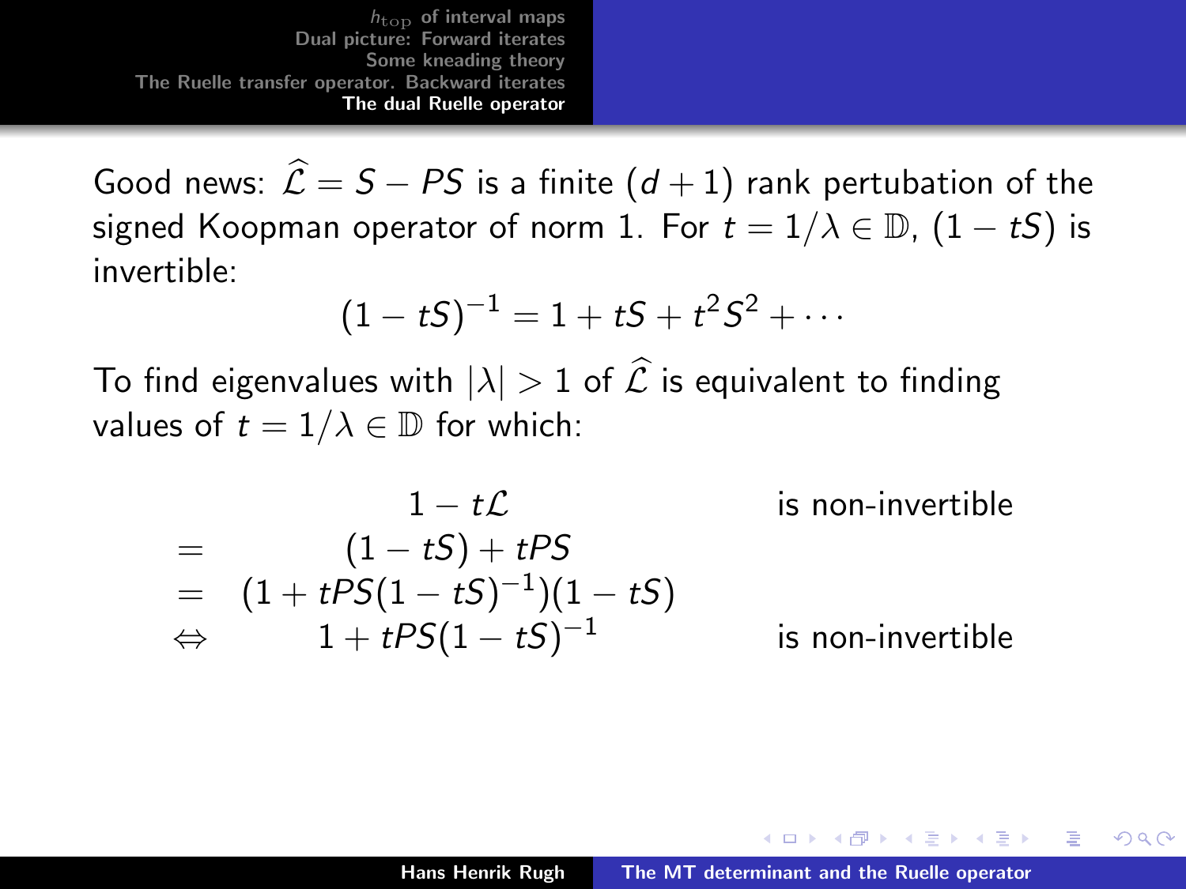Good news: $\widehat{\mathcal{L}} = S - PS$ is a finite $(d+1)$ rank pertubation of the signed Koopman operator of norm 1. For $t = 1/\lambda \in \mathbb{D}$, $(1 - tS)$ is invertible:

$$(1 - tS)^{-1} = 1 + tS + t^2 S^2 + \cdots$$

To find eigenvalues with $|\lambda| > 1$ of $\widehat{\mathcal{L}}$ is equivalent to finding values of $t = 1/\lambda \in \mathbb{D}$ for which:

$$
\begin{array}{rcl}
 & 1 - t\mathcal{L} & \text{is non-invertible} \\
= & (1 - tS) + tPS & \\
= & (1 + tPS(1 - tS)^{-1})(1 - tS) & \\
\Leftrightarrow & 1 + tPS(1 - tS)^{-1} & \text{is non-invertible}
\end{array}
$$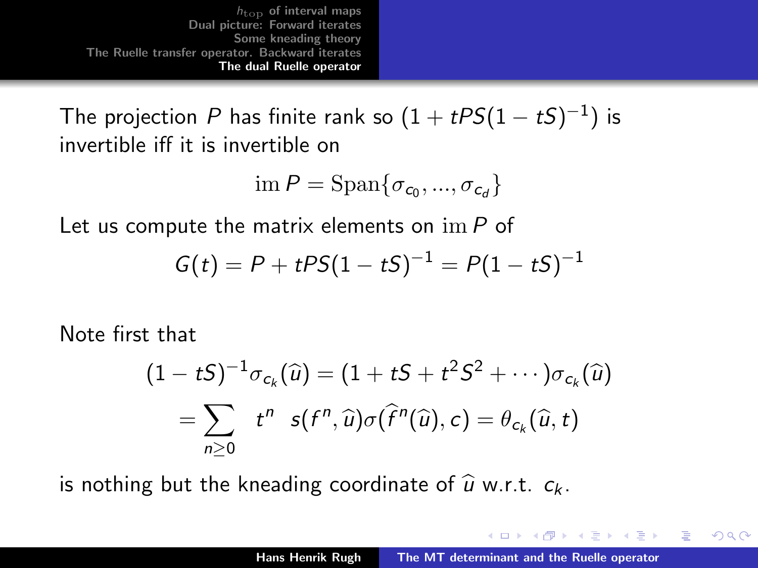The projection $P$ has finite rank so $(1 + tPS(1 - tS)^{-1})$ is invertible iff it is invertible on

$$\mathrm{im}\, P = \mathrm{Span}\{\sigma_{c_0}, ..., \sigma_{c_d}\}$$

Let us compute the matrix elements on $\mathrm{im}\, P$ of

$$G(t) = P + tPS(1 - tS)^{-1} = P(1 - tS)^{-1}$$

Note first that

$$(1 - tS)^{-1}\sigma_{c_k}(\widehat{u}) = (1 + tS + t^2 S^2 + \cdots)\sigma_{c_k}(\widehat{u})$$
$$= \sum_{n \geq 0} t^n \; s(f^n, \widehat{u})\sigma(\widehat{f^n}(\widehat{u}), c) = \theta_{c_k}(\widehat{u}, t)$$

is nothing but the kneading coordinate of $\widehat{u}$ w.r.t. $c_k$.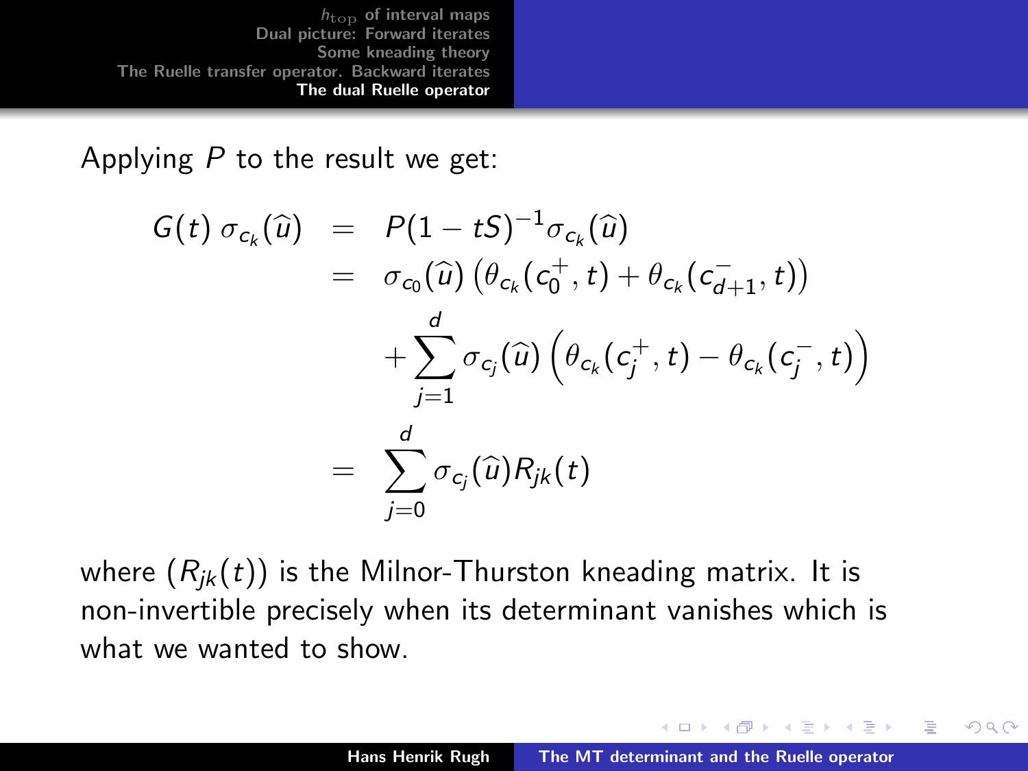Applying $P$ to the result we get:

$$
\begin{aligned}
G(t)\,\sigma_{c_k}(\widehat{u}) &= P(1-tS)^{-1}\sigma_{c_k}(\widehat{u}) \\
&= \sigma_{c_0}(\widehat{u})\left(\theta_{c_k}(c_0^+,t)+\theta_{c_k}(c_{d+1}^-,t)\right) \\
&\quad + \sum_{j=1}^{d}\sigma_{c_j}(\widehat{u})\left(\theta_{c_k}(c_j^+,t)-\theta_{c_k}(c_j^-,t)\right) \\
&= \sum_{j=0}^{d}\sigma_{c_j}(\widehat{u})R_{jk}(t)
\end{aligned}
$$

where $(R_{jk}(t))$ is the Milnor-Thurston kneading matrix. It is non-invertible precisely when its determinant vanishes which is what we wanted to show.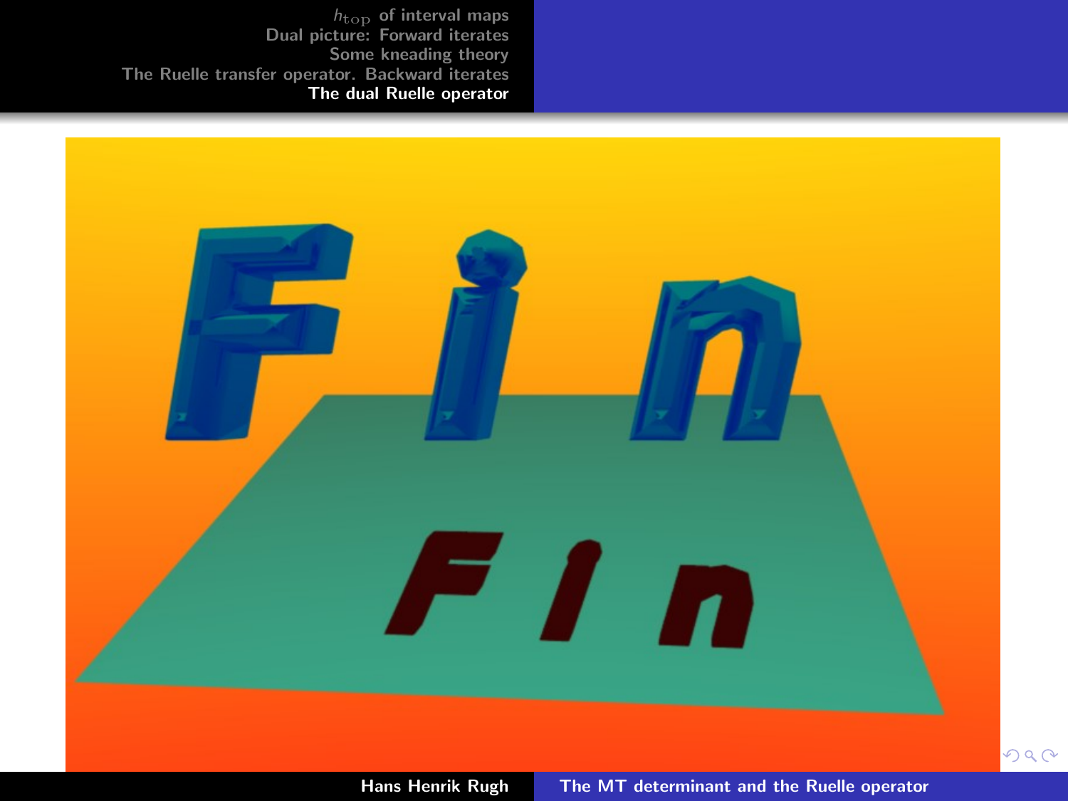Fin